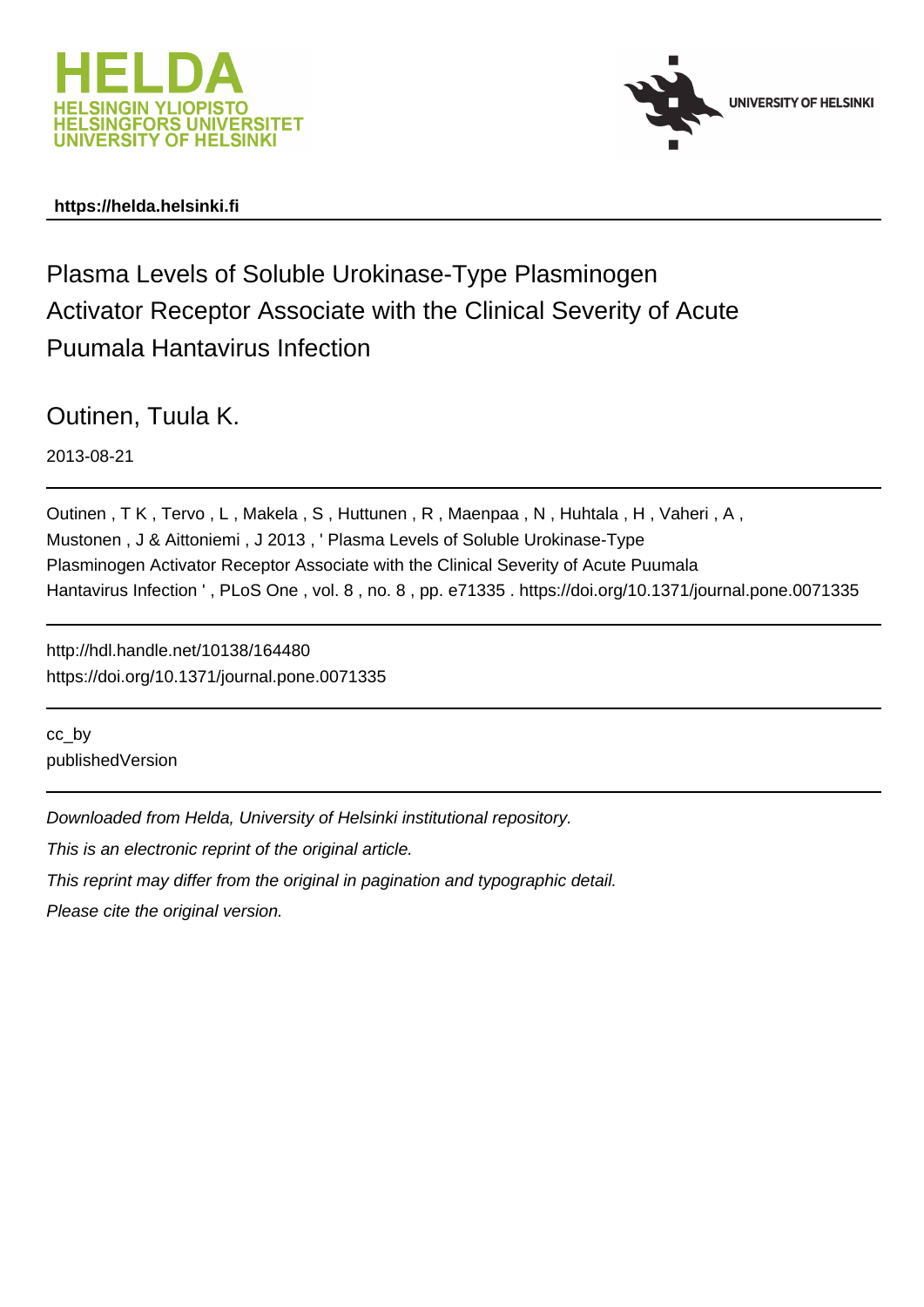HELDA
HELSINGIN YLIOPISTO
HELSINGFORS UNIVERSITET
UNIVERSITY OF HELSINKI

UNIVERSITY OF HELSINKI

**https://helda.helsinki.fi**

# Plasma Levels of Soluble Urokinase-Type Plasminogen Activator Receptor Associate with the Clinical Severity of Acute Puumala Hantavirus Infection

Outinen, Tuula K.

2013-08-21

Outinen , T K , Tervo , L , Makela , S , Huttunen , R , Maenpaa , N , Huhtala , H , Vaheri , A , Mustonen , J & Aittoniemi , J 2013 , ' Plasma Levels of Soluble Urokinase-Type Plasminogen Activator Receptor Associate with the Clinical Severity of Acute Puumala Hantavirus Infection ' , PLoS One , vol. 8 , no. 8 , pp. e71335 . https://doi.org/10.1371/journal.pone.0071335

http://hdl.handle.net/10138/164480
https://doi.org/10.1371/journal.pone.0071335

cc_by
publishedVersion

*Downloaded from Helda, University of Helsinki institutional repository.*

*This is an electronic reprint of the original article.*

*This reprint may differ from the original in pagination and typographic detail.*

*Please cite the original version.*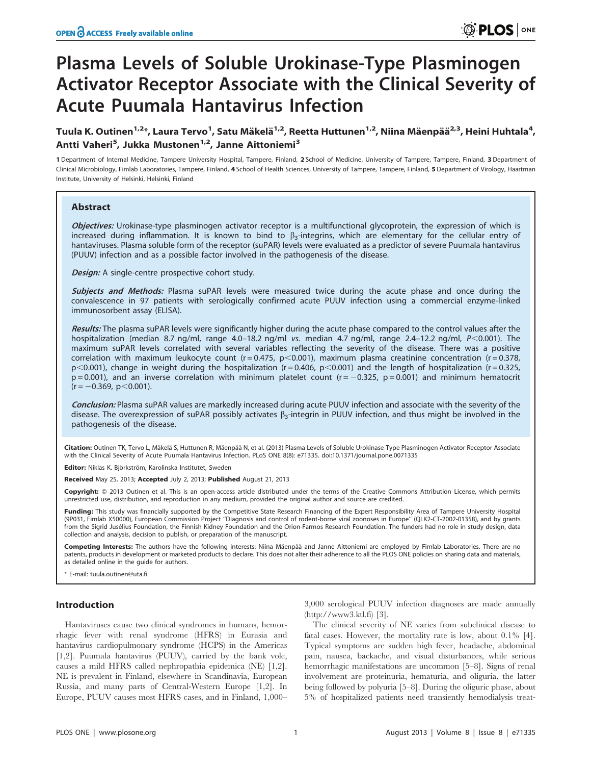# Plasma Levels of Soluble Urokinase-Type Plasminogen Activator Receptor Associate with the Clinical Severity of Acute Puumala Hantavirus Infection

**Tuula K. Outinen[1,2]\*, Laura Tervo[1], Satu Mäkelä[1,2], Reetta Huttunen[1,2], Niina Mäenpää[2,3], Heini Huhtala[4], Antti Vaheri[5], Jukka Mustonen[1,2], Janne Aittoniemi[3]**

1 Department of Internal Medicine, Tampere University Hospital, Tampere, Finland, 2 School of Medicine, University of Tampere, Tampere, Finland, 3 Department of Clinical Microbiology, Fimlab Laboratories, Tampere, Finland, 4 School of Health Sciences, University of Tampere, Tampere, Finland, 5 Department of Virology, Haartman Institute, University of Helsinki, Helsinki, Finland

## Abstract

***Objectives:*** Urokinase-type plasminogen activator receptor is a multifunctional glycoprotein, the expression of which is increased during inflammation. It is known to bind to $\beta_3$-integrins, which are elementary for the cellular entry of hantaviruses. Plasma soluble form of the receptor (suPAR) levels were evaluated as a predictor of severe Puumala hantavirus (PUUV) infection and as a possible factor involved in the pathogenesis of the disease.

***Design:*** A single-centre prospective cohort study.

***Subjects and Methods:*** Plasma suPAR levels were measured twice during the acute phase and once during the convalescence in 97 patients with serologically confirmed acute PUUV infection using a commercial enzyme-linked immunosorbent assay (ELISA).

***Results:*** The plasma suPAR levels were significantly higher during the acute phase compared to the control values after the hospitalization (median 8.7 ng/ml, range 4.0–18.2 ng/ml *vs.* median 4.7 ng/ml, range 2.4–12.2 ng/ml, $P<0.001$). The maximum suPAR levels correlated with several variables reflecting the severity of the disease. There was a positive correlation with maximum leukocyte count ($r=0.475$, $p<0.001$), maximum plasma creatinine concentration ($r=0.378$, $p<0.001$), change in weight during the hospitalization ($r=0.406$, $p<0.001$) and the length of hospitalization ($r=0.325$, $p=0.001$), and an inverse correlation with minimum platelet count ($r=-0.325$, $p=0.001$) and minimum hematocrit ($r=-0.369$, $p<0.001$).

***Conclusion:*** Plasma suPAR values are markedly increased during acute PUUV infection and associate with the severity of the disease. The overexpression of suPAR possibly activates $\beta_3$-integrin in PUUV infection, and thus might be involved in the pathogenesis of the disease.

**Citation:** Outinen TK, Tervo L, Mäkelä S, Huttunen R, Mäenpää N, et al. (2013) Plasma Levels of Soluble Urokinase-Type Plasminogen Activator Receptor Associate with the Clinical Severity of Acute Puumala Hantavirus Infection. PLoS ONE 8(8): e71335. doi:10.1371/journal.pone.0071335

**Editor:** Niklas K. Björkström, Karolinska Institutet, Sweden

**Received** May 25, 2013; **Accepted** July 2, 2013; **Published** August 21, 2013

**Copyright:** © 2013 Outinen et al. This is an open-access article distributed under the terms of the Creative Commons Attribution License, which permits unrestricted use, distribution, and reproduction in any medium, provided the original author and source are credited.

**Funding:** This study was financially supported by the Competitive State Research Financing of the Expert Responsibility Area of Tampere University Hospital (9P031, Fimlab X50000), European Commission Project ''Diagnosis and control of rodent-borne viral zoonoses in Europe'' (QLK2-CT-2002-01358), and by grants from the Sigrid Jusélius Foundation, the Finnish Kidney Foundation and the Orion-Farmos Research Foundation. The funders had no role in study design, data collection and analysis, decision to publish, or preparation of the manuscript.

**Competing Interests:** The authors have the following interests: Niina Mäenpää and Janne Aittoniemi are employed by Fimlab Laboratories. There are no patents, products in development or marketed products to declare. This does not alter their adherence to all the PLOS ONE policies on sharing data and materials, as detailed online in the guide for authors.

\* E-mail: tuula.outinen@uta.fi

## Introduction

Hantaviruses cause two clinical syndromes in humans, hemorrhagic fever with renal syndrome (HFRS) in Eurasia and hantavirus cardiopulmonary syndrome (HCPS) in the Americas [1,2]. Puumala hantavirus (PUUV), carried by the bank vole, causes a mild HFRS called nephropathia epidemica (NE) [1,2]. NE is prevalent in Finland, elsewhere in Scandinavia, European Russia, and many parts of Central-Western Europe [1,2]. In Europe, PUUV causes most HFRS cases, and in Finland, 1,000–3,000 serological PUUV infection diagnoses are made annually (http://www3.ktl.fi) [3].

The clinical severity of NE varies from subclinical disease to fatal cases. However, the mortality rate is low, about 0.1% [4]. Typical symptoms are sudden high fever, headache, abdominal pain, nausea, backache, and visual disturbances, while serious hemorrhagic manifestations are uncommon [5–8]. Signs of renal involvement are proteinuria, hematuria, and oliguria, the latter being followed by polyuria [5–8]. During the oliguric phase, about 5% of hospitalized patients need transiently hemodialysis treat-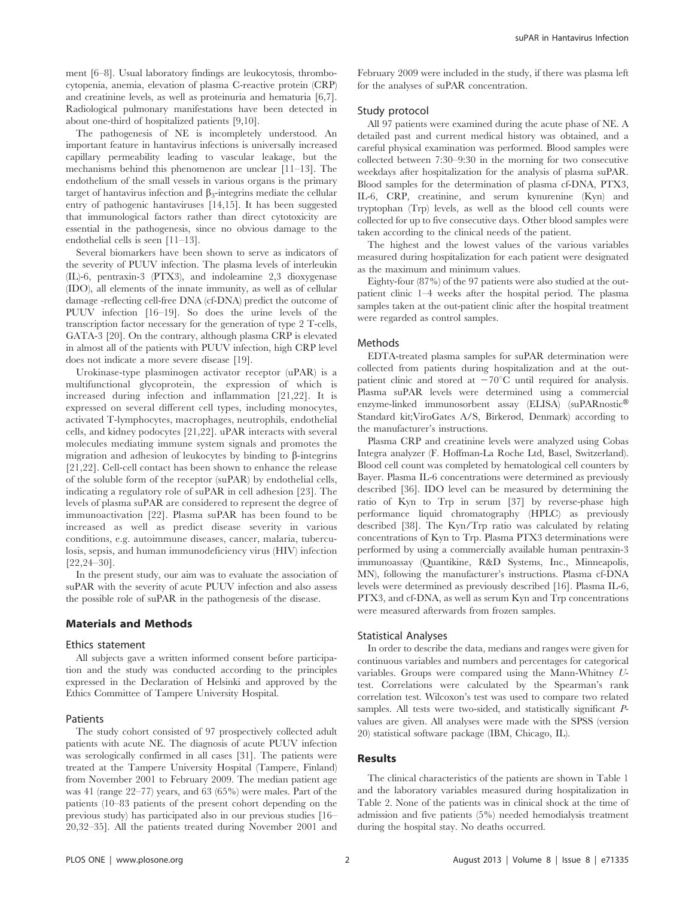ment [6–8]. Usual laboratory findings are leukocytosis, thrombocytopenia, anemia, elevation of plasma C-reactive protein (CRP) and creatinine levels, as well as proteinuria and hematuria [6,7]. Radiological pulmonary manifestations have been detected in about one-third of hospitalized patients [9,10].

The pathogenesis of NE is incompletely understood. An important feature in hantavirus infections is universally increased capillary permeability leading to vascular leakage, but the mechanisms behind this phenomenon are unclear [11–13]. The endothelium of the small vessels in various organs is the primary target of hantavirus infection and $\beta_3$-integrins mediate the cellular entry of pathogenic hantaviruses [14,15]. It has been suggested that immunological factors rather than direct cytotoxicity are essential in the pathogenesis, since no obvious damage to the endothelial cells is seen [11–13].

Several biomarkers have been shown to serve as indicators of the severity of PUUV infection. The plasma levels of interleukin (IL)-6, pentraxin-3 (PTX3), and indoleamine 2,3 dioxygenase (IDO), all elements of the innate immunity, as well as of cellular damage -reflecting cell-free DNA (cf-DNA) predict the outcome of PUUV infection [16–19]. So does the urine levels of the transcription factor necessary for the generation of type 2 T-cells, GATA-3 [20]. On the contrary, although plasma CRP is elevated in almost all of the patients with PUUV infection, high CRP level does not indicate a more severe disease [19].

Urokinase-type plasminogen activator receptor (uPAR) is a multifunctional glycoprotein, the expression of which is increased during infection and inflammation [21,22]. It is expressed on several different cell types, including monocytes, activated T-lymphocytes, macrophages, neutrophils, endothelial cells, and kidney podocytes [21,22]. uPAR interacts with several molecules mediating immune system signals and promotes the migration and adhesion of leukocytes by binding to β-integrins [21,22]. Cell-cell contact has been shown to enhance the release of the soluble form of the receptor (suPAR) by endothelial cells, indicating a regulatory role of suPAR in cell adhesion [23]. The levels of plasma suPAR are considered to represent the degree of immunoactivation [22]. Plasma suPAR has been found to be increased as well as predict disease severity in various conditions, e.g. autoimmune diseases, cancer, malaria, tuberculosis, sepsis, and human immunodeficiency virus (HIV) infection [22,24–30].

In the present study, our aim was to evaluate the association of suPAR with the severity of acute PUUV infection and also assess the possible role of suPAR in the pathogenesis of the disease.

## Materials and Methods

### Ethics statement

All subjects gave a written informed consent before participation and the study was conducted according to the principles expressed in the Declaration of Helsinki and approved by the Ethics Committee of Tampere University Hospital.

### Patients

The study cohort consisted of 97 prospectively collected adult patients with acute NE. The diagnosis of acute PUUV infection was serologically confirmed in all cases [31]. The patients were treated at the Tampere University Hospital (Tampere, Finland) from November 2001 to February 2009. The median patient age was 41 (range 22–77) years, and 63 (65%) were males. Part of the patients (10–83 patients of the present cohort depending on the previous study) has participated also in our previous studies [16–20,32–35]. All the patients treated during November 2001 and February 2009 were included in the study, if there was plasma left for the analyses of suPAR concentration.

### Study protocol

All 97 patients were examined during the acute phase of NE. A detailed past and current medical history was obtained, and a careful physical examination was performed. Blood samples were collected between 7:30–9:30 in the morning for two consecutive weekdays after hospitalization for the analysis of plasma suPAR. Blood samples for the determination of plasma cf-DNA, PTX3, IL-6, CRP, creatinine, and serum kynurenine (Kyn) and tryptophan (Trp) levels, as well as the blood cell counts were collected for up to five consecutive days. Other blood samples were taken according to the clinical needs of the patient.

The highest and the lowest values of the various variables measured during hospitalization for each patient were designated as the maximum and minimum values.

Eighty-four (87%) of the 97 patients were also studied at the out-patient clinic 1–4 weeks after the hospital period. The plasma samples taken at the out-patient clinic after the hospital treatment were regarded as control samples.

### Methods

EDTA-treated plasma samples for suPAR determination were collected from patients during hospitalization and at the out-patient clinic and stored at $-70^{\circ}$C until required for analysis. Plasma suPAR levels were determined using a commercial enzyme-linked immunosorbent assay (ELISA) (suPARnostic® Standard kit;ViroGates A/S, Birkerød, Denmark) according to the manufacturer's instructions.

Plasma CRP and creatinine levels were analyzed using Cobas Integra analyzer (F. Hoffman-La Roche Ltd, Basel, Switzerland). Blood cell count was completed by hematological cell counters by Bayer. Plasma IL-6 concentrations were determined as previously described [36]. IDO level can be measured by determining the ratio of Kyn to Trp in serum [37] by reverse-phase high performance liquid chromatography (HPLC) as previously described [38]. The Kyn/Trp ratio was calculated by relating concentrations of Kyn to Trp. Plasma PTX3 determinations were performed by using a commercially available human pentraxin-3 immunoassay (Quantikine, R&D Systems, Inc., Minneapolis, MN), following the manufacturer's instructions. Plasma cf-DNA levels were determined as previously described [16]. Plasma IL-6, PTX3, and cf-DNA, as well as serum Kyn and Trp concentrations were measured afterwards from frozen samples.

### Statistical Analyses

In order to describe the data, medians and ranges were given for continuous variables and numbers and percentages for categorical variables. Groups were compared using the Mann-Whitney *U*-test. Correlations were calculated by the Spearman's rank correlation test. Wilcoxon's test was used to compare two related samples. All tests were two-sided, and statistically significant *P*-values are given. All analyses were made with the SPSS (version 20) statistical software package (IBM, Chicago, IL).

## Results

The clinical characteristics of the patients are shown in Table 1 and the laboratory variables measured during hospitalization in Table 2. None of the patients was in clinical shock at the time of admission and five patients (5%) needed hemodialysis treatment during the hospital stay. No deaths occurred.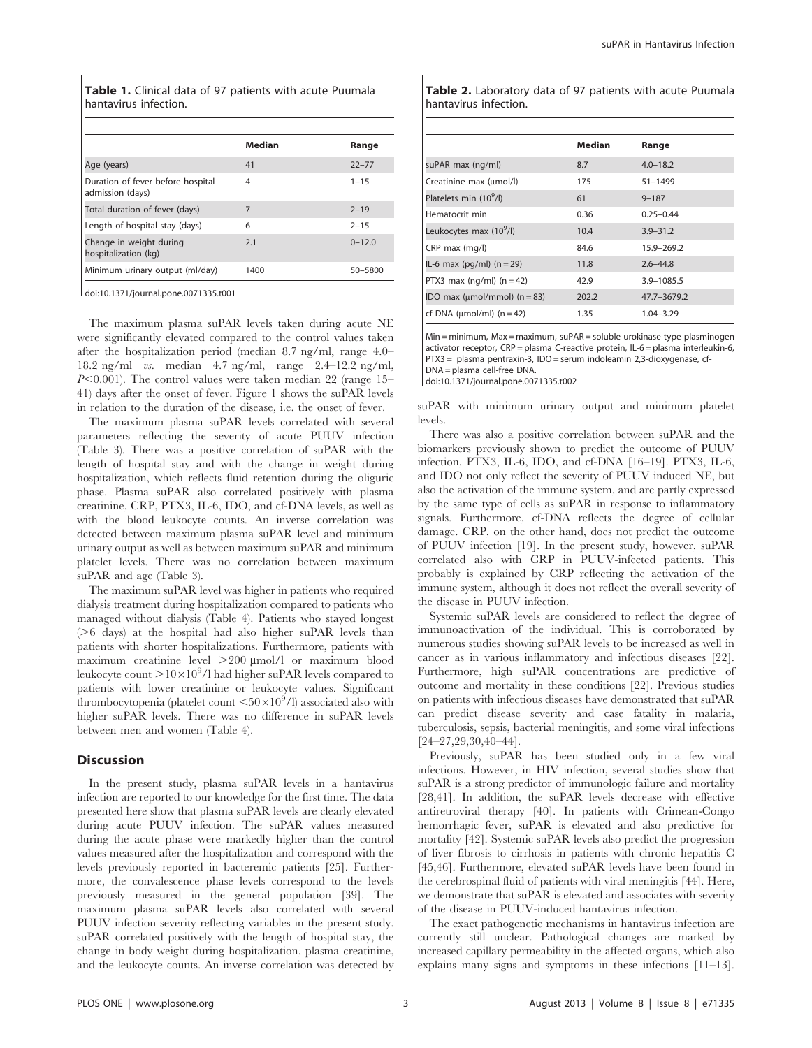**Table 1.** Clinical data of 97 patients with acute Puumala hantavirus infection.

| | Median | Range |
|---|---|---|
| Age (years) | 41 | 22–77 |
| Duration of fever before hospital admission (days) | 4 | 1–15 |
| Total duration of fever (days) | 7 | 2–19 |
| Length of hospital stay (days) | 6 | 2–15 |
| Change in weight during hospitalization (kg) | 2.1 | 0–12.0 |
| Minimum urinary output (ml/day) | 1400 | 50–5800 |

doi:10.1371/journal.pone.0071335.t001

The maximum plasma suPAR levels taken during acute NE were significantly elevated compared to the control values taken after the hospitalization period (median 8.7 ng/ml, range 4.0–18.2 ng/ml *vs.* median 4.7 ng/ml, range 2.4–12.2 ng/ml, $P<0.001$). The control values were taken median 22 (range 15–41) days after the onset of fever. Figure 1 shows the suPAR levels in relation to the duration of the disease, i.e. the onset of fever.

The maximum plasma suPAR levels correlated with several parameters reflecting the severity of acute PUUV infection (Table 3). There was a positive correlation of suPAR with the length of hospital stay and with the change in weight during hospitalization, which reflects fluid retention during the oliguric phase. Plasma suPAR also correlated positively with plasma creatinine, CRP, PTX3, IL-6, IDO, and cf-DNA levels, as well as with the blood leukocyte counts. An inverse correlation was detected between maximum plasma suPAR level and minimum urinary output as well as between maximum suPAR and minimum platelet levels. There was no correlation between maximum suPAR and age (Table 3).

The maximum suPAR level was higher in patients who required dialysis treatment during hospitalization compared to patients who managed without dialysis (Table 4). Patients who stayed longest (>6 days) at the hospital had also higher suPAR levels than patients with shorter hospitalizations. Furthermore, patients with maximum creatinine level >200 µmol/l or maximum blood leukocyte count $>10\times10^9$/l had higher suPAR levels compared to patients with lower creatinine or leukocyte values. Significant thrombocytopenia (platelet count $<50\times10^9$/l) associated also with higher suPAR levels. There was no difference in suPAR levels between men and women (Table 4).

## Discussion

In the present study, plasma suPAR levels in a hantavirus infection are reported to our knowledge for the first time. The data presented here show that plasma suPAR levels are clearly elevated during acute PUUV infection. The suPAR values measured during the acute phase were markedly higher than the control values measured after the hospitalization and correspond with the levels previously reported in bacteremic patients [25]. Furthermore, the convalescence phase levels correspond to the levels previously measured in the general population [39]. The maximum plasma suPAR levels also correlated with several PUUV infection severity reflecting variables in the present study. suPAR correlated positively with the length of hospital stay, the change in body weight during hospitalization, plasma creatinine, and the leukocyte counts. An inverse correlation was detected by suPAR with minimum urinary output and minimum platelet levels.

**Table 2.** Laboratory data of 97 patients with acute Puumala hantavirus infection.

| | Median | Range |
|---|---|---|
| suPAR max (ng/ml) | 8.7 | 4.0–18.2 |
| Creatinine max (µmol/l) | 175 | 51–1499 |
| Platelets min ($10^9$/l) | 61 | 9–187 |
| Hematocrit min | 0.36 | 0.25–0.44 |
| Leukocytes max ($10^9$/l) | 10.4 | 3.9–31.2 |
| CRP max (mg/l) | 84.6 | 15.9–269.2 |
| IL-6 max (pg/ml) (n = 29) | 11.8 | 2.6–44.8 |
| PTX3 max (ng/ml) (n = 42) | 42.9 | 3.9–1085.5 |
| IDO max (µmol/mmol) (n = 83) | 202.2 | 47.7–3679.2 |
| cf-DNA (µmol/ml) (n = 42) | 1.35 | 1.04–3.29 |

Min = minimum, Max = maximum, suPAR = soluble urokinase-type plasminogen activator receptor, CRP = plasma C-reactive protein, IL-6 = plasma interleukin-6, PTX3 = plasma pentraxin-3, IDO = serum indoleamin 2,3-dioxygenase, cf-DNA = plasma cell-free DNA.

doi:10.1371/journal.pone.0071335.t002

There was also a positive correlation between suPAR and the biomarkers previously shown to predict the outcome of PUUV infection, PTX3, IL-6, IDO, and cf-DNA [16–19]. PTX3, IL-6, and IDO not only reflect the severity of PUUV induced NE, but also the activation of the immune system, and are partly expressed by the same type of cells as suPAR in response to inflammatory signals. Furthermore, cf-DNA reflects the degree of cellular damage. CRP, on the other hand, does not predict the outcome of PUUV infection [19]. In the present study, however, suPAR correlated also with CRP in PUUV-infected patients. This probably is explained by CRP reflecting the activation of the immune system, although it does not reflect the overall severity of the disease in PUUV infection.

Systemic suPAR levels are considered to reflect the degree of immunoactivation of the individual. This is corroborated by numerous studies showing suPAR levels to be increased as well in cancer as in various inflammatory and infectious diseases [22]. Furthermore, high suPAR concentrations are predictive of outcome and mortality in these conditions [22]. Previous studies on patients with infectious diseases have demonstrated that suPAR can predict disease severity and case fatality in malaria, tuberculosis, sepsis, bacterial meningitis, and some viral infections [24–27,29,30,40–44].

Previously, suPAR has been studied only in a few viral infections. However, in HIV infection, several studies show that suPAR is a strong predictor of immunologic failure and mortality [28,41]. In addition, the suPAR levels decrease with effective antiretroviral therapy [40]. In patients with Crimean-Congo hemorrhagic fever, suPAR is elevated and also predictive for mortality [42]. Systemic suPAR levels also predict the progression of liver fibrosis to cirrhosis in patients with chronic hepatitis C [45,46]. Furthermore, elevated suPAR levels have been found in the cerebrospinal fluid of patients with viral meningitis [44]. Here, we demonstrate that suPAR is elevated and associates with severity of the disease in PUUV-induced hantavirus infection.

The exact pathogenetic mechanisms in hantavirus infection are currently still unclear. Pathological changes are marked by increased capillary permeability in the affected organs, which also explains many signs and symptoms in these infections [11–13].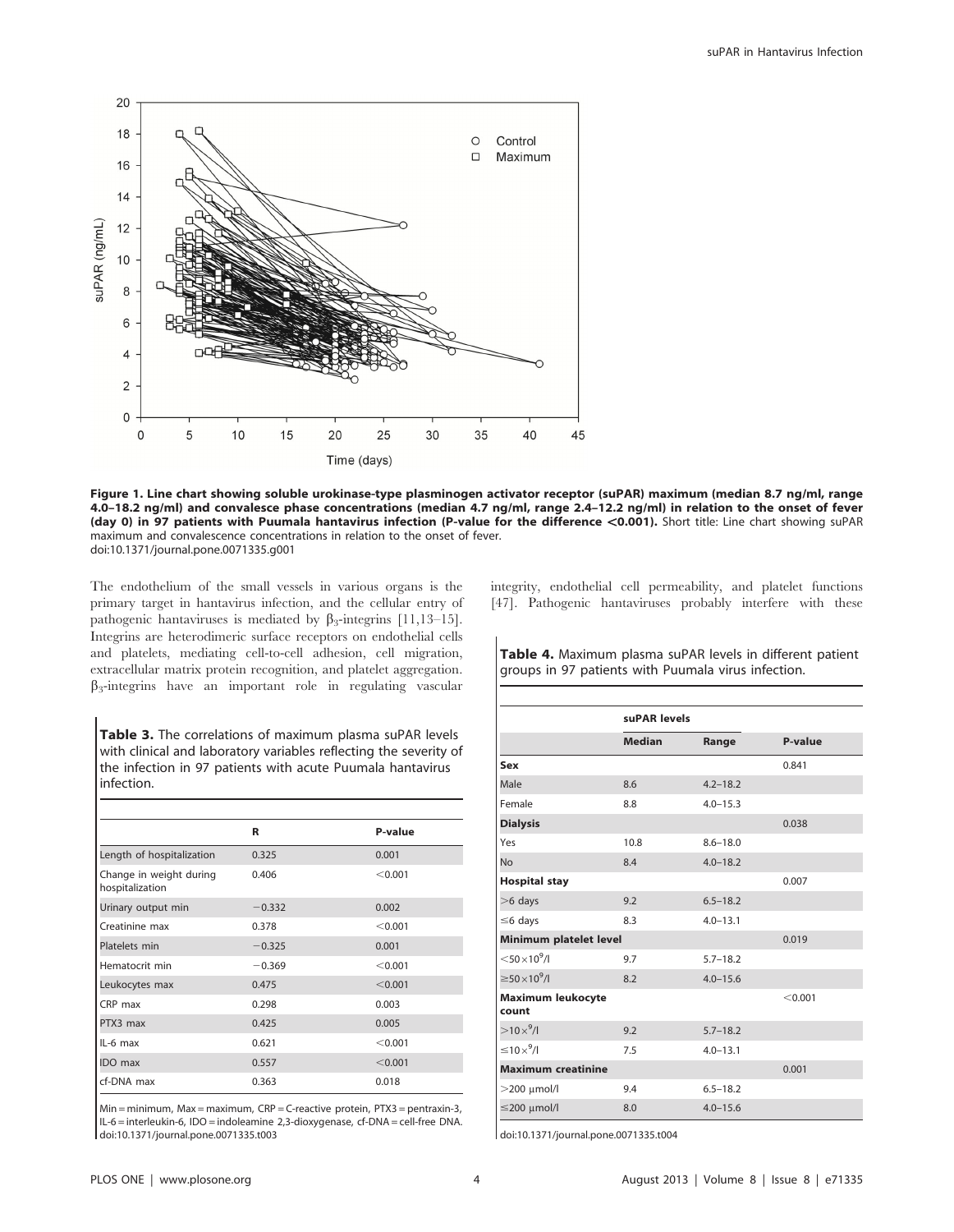**Figure 1. Line chart showing soluble urokinase-type plasminogen activator receptor (suPAR) maximum (median 8.7 ng/ml, range 4.0–18.2 ng/ml) and convalesce phase concentrations (median 4.7 ng/ml, range 2.4–12.2 ng/ml) in relation to the onset of fever (day 0) in 97 patients with Puumala hantavirus infection (P-value for the difference <0.001).** Short title: Line chart showing suPAR maximum and convalescence concentrations in relation to the onset of fever.
doi:10.1371/journal.pone.0071335.g001

The endothelium of the small vessels in various organs is the primary target in hantavirus infection, and the cellular entry of pathogenic hantaviruses is mediated by $\beta_3$-integrins [11,13–15]. Integrins are heterodimeric surface receptors on endothelial cells and platelets, mediating cell-to-cell adhesion, cell migration, extracellular matrix protein recognition, and platelet aggregation. $\beta_3$-integrins have an important role in regulating vascular integrity, endothelial cell permeability, and platelet functions [47]. Pathogenic hantaviruses probably interfere with these

**Table 3.** The correlations of maximum plasma suPAR levels with clinical and laboratory variables reflecting the severity of the infection in 97 patients with acute Puumala hantavirus infection.

| | R | P-value |
|---|---|---|
| Length of hospitalization | 0.325 | 0.001 |
| Change in weight during hospitalization | 0.406 | <0.001 |
| Urinary output min | −0.332 | 0.002 |
| Creatinine max | 0.378 | <0.001 |
| Platelets min | −0.325 | 0.001 |
| Hematocrit min | −0.369 | <0.001 |
| Leukocytes max | 0.475 | <0.001 |
| CRP max | 0.298 | 0.003 |
| PTX3 max | 0.425 | 0.005 |
| IL-6 max | 0.621 | <0.001 |
| IDO max | 0.557 | <0.001 |
| cf-DNA max | 0.363 | 0.018 |

Min = minimum, Max = maximum, CRP = C-reactive protein, PTX3 = pentraxin-3, IL-6 = interleukin-6, IDO = indoleamine 2,3-dioxygenase, cf-DNA = cell-free DNA.
doi:10.1371/journal.pone.0071335.t003

**Table 4.** Maximum plasma suPAR levels in different patient groups in 97 patients with Puumala virus infection.

| | suPAR levels | | |
|---|---|---|---|
| | Median | Range | P-value |
| **Sex** | | | 0.841 |
| Male | 8.6 | 4.2–18.2 | |
| Female | 8.8 | 4.0–15.3 | |
| **Dialysis** | | | 0.038 |
| Yes | 10.8 | 8.6–18.0 | |
| No | 8.4 | 4.0–18.2 | |
| **Hospital stay** | | | 0.007 |
| >6 days | 9.2 | 6.5–18.2 | |
| ≤6 days | 8.3 | 4.0–13.1 | |
| **Minimum platelet level** | | | 0.019 |
| $<50\times10^9$/l | 9.7 | 5.7–18.2 | |
| $\geq50\times10^9$/l | 8.2 | 4.0–15.6 | |
| **Maximum leukocyte count** | | | <0.001 |
| $>10\times^9$/l | 9.2 | 5.7–18.2 | |
| $\leq10\times^9$/l | 7.5 | 4.0–13.1 | |
| **Maximum creatinine** | | | 0.001 |
| >200 µmol/l | 9.4 | 6.5–18.2 | |
| ≤200 µmol/l | 8.0 | 4.0–15.6 | |

doi:10.1371/journal.pone.0071335.t004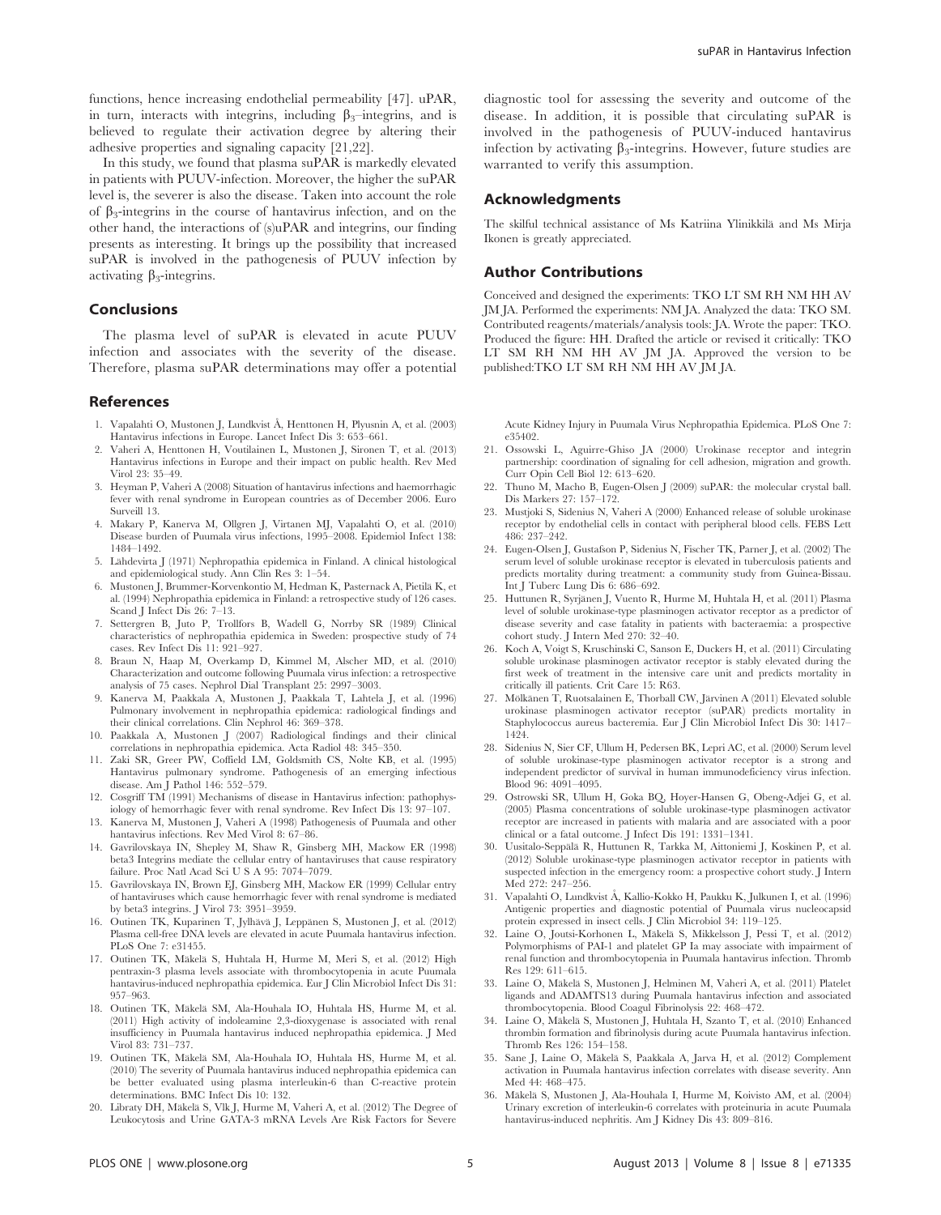functions, hence increasing endothelial permeability [47]. uPAR, in turn, interacts with integrins, including $\beta_3$–integrins, and is believed to regulate their activation degree by altering their adhesive properties and signaling capacity [21,22].

In this study, we found that plasma suPAR is markedly elevated in patients with PUUV-infection. Moreover, the higher the suPAR level is, the severer is also the disease. Taken into account the role of $\beta_3$-integrins in the course of hantavirus infection, and on the other hand, the interactions of (s)uPAR and integrins, our finding presents as interesting. It brings up the possibility that increased suPAR is involved in the pathogenesis of PUUV infection by activating $\beta_3$-integrins.

## Conclusions

The plasma level of suPAR is elevated in acute PUUV infection and associates with the severity of the disease. Therefore, plasma suPAR determinations may offer a potential diagnostic tool for assessing the severity and outcome of the disease. In addition, it is possible that circulating suPAR is involved in the pathogenesis of PUUV-induced hantavirus infection by activating $\beta_3$-integrins. However, future studies are warranted to verify this assumption.

## Acknowledgments

The skilful technical assistance of Ms Katriina Ylinikkilä and Ms Mirja Ikonen is greatly appreciated.

## Author Contributions

Conceived and designed the experiments: TKO LT SM RH NM HH AV JM JA. Performed the experiments: NM JA. Analyzed the data: TKO SM. Contributed reagents/materials/analysis tools: JA. Wrote the paper: TKO. Produced the figure: HH. Drafted the article or revised it critically: TKO LT SM RH NM HH AV JM JA. Approved the version to be published:TKO LT SM RH NM HH AV JM JA.

## References

1. Vapalahti O, Mustonen J, Lundkvist Å, Henttonen H, Plyusnin A, et al. (2003) Hantavirus infections in Europe. Lancet Infect Dis 3: 653–661.
2. Vaheri A, Henttonen H, Voutilainen L, Mustonen J, Sironen T, et al. (2013) Hantavirus infections in Europe and their impact on public health. Rev Med Virol 23: 35–49.
3. Heyman P, Vaheri A (2008) Situation of hantavirus infections and haemorrhagic fever with renal syndrome in European countries as of December 2006. Euro Surveill 13.
4. Makary P, Kanerva M, Ollgren J, Virtanen MJ, Vapalahti O, et al. (2010) Disease burden of Puumala virus infections, 1995–2008. Epidemiol Infect 138: 1484–1492.
5. Lähdevirta J (1971) Nephropathia epidemica in Finland. A clinical histological and epidemiological study. Ann Clin Res 3: 1–54.
6. Mustonen J, Brummer-Korvenkontio M, Hedman K, Pasternack A, Pietilä K, et al. (1994) Nephropathia epidemica in Finland: a retrospective study of 126 cases. Scand J Infect Dis 26: 7–13.
7. Settergren B, Juto P, Trollfors B, Wadell G, Norrby SR (1989) Clinical characteristics of nephropathia epidemica in Sweden: prospective study of 74 cases. Rev Infect Dis 11: 921–927.
8. Braun N, Haap M, Overkamp D, Kimmel M, Alscher MD, et al. (2010) Characterization and outcome following Puumala virus infection: a retrospective analysis of 75 cases. Nephrol Dial Transplant 25: 2997–3003.
9. Kanerva M, Paakkala A, Mustonen J, Paakkala T, Lahtela J, et al. (1996) Pulmonary involvement in nephropathia epidemica: radiological findings and their clinical correlations. Clin Nephrol 46: 369–378.
10. Paakkala A, Mustonen J (2007) Radiological findings and their clinical correlations in nephropathia epidemica. Acta Radiol 48: 345–350.
11. Zaki SR, Greer PW, Coffield LM, Goldsmith CS, Nolte KB, et al. (1995) Hantavirus pulmonary syndrome. Pathogenesis of an emerging infectious disease. Am J Pathol 146: 552–579.
12. Cosgriff TM (1991) Mechanisms of disease in Hantavirus infection: pathophysiology of hemorrhagic fever with renal syndrome. Rev Infect Dis 13: 97–107.
13. Kanerva M, Mustonen J, Vaheri A (1998) Pathogenesis of Puumala and other hantavirus infections. Rev Med Virol 8: 67–86.
14. Gavrilovskaya IN, Shepley M, Shaw R, Ginsberg MH, Mackow ER (1998) beta3 Integrins mediate the cellular entry of hantaviruses that cause respiratory failure. Proc Natl Acad Sci U S A 95: 7074–7079.
15. Gavrilovskaya IN, Brown EJ, Ginsberg MH, Mackow ER (1999) Cellular entry of hantaviruses which cause hemorrhagic fever with renal syndrome is mediated by beta3 integrins. J Virol 73: 3951–3959.
16. Outinen TK, Kuparinen T, Jylhävä J, Leppänen S, Mustonen J, et al. (2012) Plasma cell-free DNA levels are elevated in acute Puumala hantavirus infection. PLoS One 7: e31455.
17. Outinen TK, Mäkelä S, Huhtala H, Hurme M, Meri S, et al. (2012) High pentraxin-3 plasma levels associate with thrombocytopenia in acute Puumala hantavirus-induced nephropathia epidemica. Eur J Clin Microbiol Infect Dis 31: 957–963.
18. Outinen TK, Mäkelä SM, Ala-Houhala IO, Huhtala HS, Hurme M, et al. (2011) High activity of indoleamine 2,3-dioxygenase is associated with renal insufficiency in Puumala hantavirus induced nephropathia epidemica. J Med Virol 83: 731–737.
19. Outinen TK, Mäkelä SM, Ala-Houhala IO, Huhtala HS, Hurme M, et al. (2010) The severity of Puumala hantavirus induced nephropathia epidemica can be better evaluated using plasma interleukin-6 than C-reactive protein determinations. BMC Infect Dis 10: 132.
20. Libraty DH, Mäkelä S, Vlk J, Hurme M, Vaheri A, et al. (2012) The Degree of Leukocytosis and Urine GATA-3 mRNA Levels Are Risk Factors for Severe Acute Kidney Injury in Puumala Virus Nephropathia Epidemica. PLoS One 7: e35402.
21. Ossowski L, Aguirre-Ghiso JA (2000) Urokinase receptor and integrin partnership: coordination of signaling for cell adhesion, migration and growth. Curr Opin Cell Biol 12: 613–620.
22. Thuno M, Macho B, Eugen-Olsen J (2009) suPAR: the molecular crystal ball. Dis Markers 27: 157–172.
23. Mustjoki S, Sidenius N, Vaheri A (2000) Enhanced release of soluble urokinase receptor by endothelial cells in contact with peripheral blood cells. FEBS Lett 486: 237–242.
24. Eugen-Olsen J, Gustafson P, Sidenius N, Fischer TK, Parner J, et al. (2002) The serum level of soluble urokinase receptor is elevated in tuberculosis patients and predicts mortality during treatment: a community study from Guinea-Bissau. Int J Tuberc Lung Dis 6: 686–692.
25. Huttunen R, Syrjänen J, Vuento R, Hurme M, Huhtala H, et al. (2011) Plasma level of soluble urokinase-type plasminogen activator receptor as a predictor of disease severity and case fatality in patients with bacteraemia: a prospective cohort study. J Intern Med 270: 32–40.
26. Koch A, Voigt S, Kruschinski C, Sanson E, Duckers H, et al. (2011) Circulating soluble urokinase plasminogen activator receptor is stably elevated during the first week of treatment in the intensive care unit and predicts mortality in critically ill patients. Crit Care 15: R63.
27. Mölkänen T, Ruotsalainen E, Thorball CW, Järvinen A (2011) Elevated soluble urokinase plasminogen activator receptor (suPAR) predicts mortality in Staphylococcus aureus bacteremia. Eur J Clin Microbiol Infect Dis 30: 1417–1424.
28. Sidenius N, Sier CF, Ullum H, Pedersen BK, Lepri AC, et al. (2000) Serum level of soluble urokinase-type plasminogen activator receptor is a strong and independent predictor of survival in human immunodeficiency virus infection. Blood 96: 4091–4095.
29. Ostrowski SR, Ullum H, Goka BQ, Hoyer-Hansen G, Obeng-Adjei G, et al. (2005) Plasma concentrations of soluble urokinase-type plasminogen activator receptor are increased in patients with malaria and are associated with a poor clinical or a fatal outcome. J Infect Dis 191: 1331–1341.
30. Uusitalo-Seppälä R, Huttunen R, Tarkka M, Aittoniemi J, Koskinen P, et al. (2012) Soluble urokinase-type plasminogen activator receptor in patients with suspected infection in the emergency room: a prospective cohort study. J Intern Med 272: 247–256.
31. Vapalahti O, Lundkvist Å, Kallio-Kokko H, Paukku K, Julkunen I, et al. (1996) Antigenic properties and diagnostic potential of Puumala virus nucleocapsid protein expressed in insect cells. J Clin Microbiol 34: 119–125.
32. Laine O, Joutsi-Korhonen L, Mäkelä S, Mikkelsson J, Pessi T, et al. (2012) Polymorphisms of PAI-1 and platelet GP Ia may associate with impairment of renal function and thrombocytopenia in Puumala hantavirus infection. Thromb Res 129: 611–615.
33. Laine O, Mäkelä S, Mustonen J, Helminen M, Vaheri A, et al. (2011) Platelet ligands and ADAMTS13 during Puumala hantavirus infection and associated thrombocytopenia. Blood Coagul Fibrinolysis 22: 468–472.
34. Laine O, Mäkelä S, Mustonen J, Huhtala H, Szanto T, et al. (2010) Enhanced thrombin formation and fibrinolysis during acute Puumala hantavirus infection. Thromb Res 126: 154–158.
35. Sane J, Laine O, Mäkelä S, Paakkala A, Jarva H, et al. (2012) Complement activation in Puumala hantavirus infection correlates with disease severity. Ann Med 44: 468–475.
36. Mäkelä S, Mustonen J, Ala-Houhala I, Hurme M, Koivisto AM, et al. (2004) Urinary excretion of interleukin-6 correlates with proteinuria in acute Puumala hantavirus-induced nephritis. Am J Kidney Dis 43: 809–816.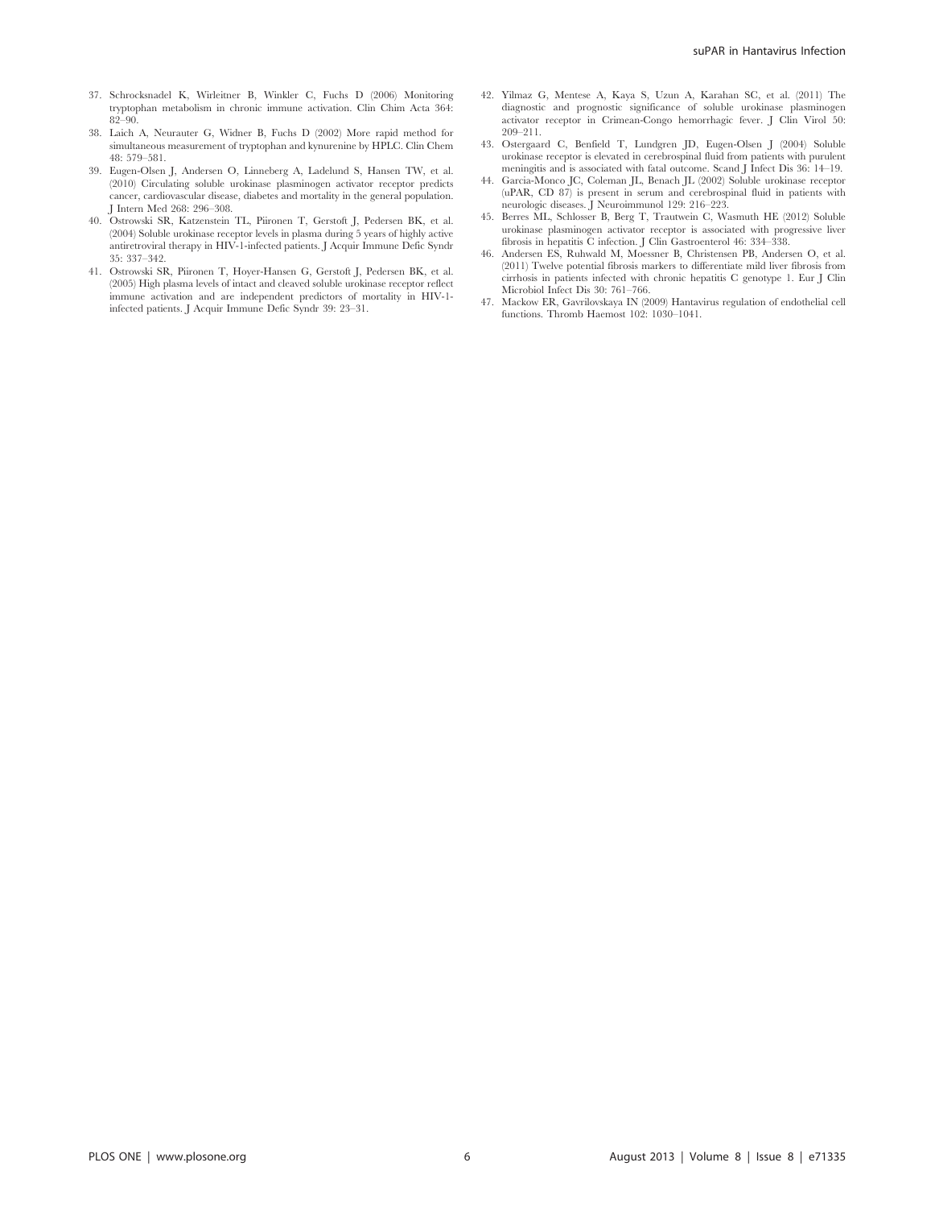37. Schrocksnadel K, Wirleitner B, Winkler C, Fuchs D (2006) Monitoring tryptophan metabolism in chronic immune activation. Clin Chim Acta 364: 82–90.
38. Laich A, Neurauter G, Widner B, Fuchs D (2002) More rapid method for simultaneous measurement of tryptophan and kynurenine by HPLC. Clin Chem 48: 579–581.
39. Eugen-Olsen J, Andersen O, Linneberg A, Ladelund S, Hansen TW, et al. (2010) Circulating soluble urokinase plasminogen activator receptor predicts cancer, cardiovascular disease, diabetes and mortality in the general population. J Intern Med 268: 296–308.
40. Ostrowski SR, Katzenstein TL, Piironen T, Gerstoft J, Pedersen BK, et al. (2004) Soluble urokinase receptor levels in plasma during 5 years of highly active antiretroviral therapy in HIV-1-infected patients. J Acquir Immune Defic Syndr 35: 337–342.
41. Ostrowski SR, Piironen T, Hoyer-Hansen G, Gerstoft J, Pedersen BK, et al. (2005) High plasma levels of intact and cleaved soluble urokinase receptor reflect immune activation and are independent predictors of mortality in HIV-1-infected patients. J Acquir Immune Defic Syndr 39: 23–31.
42. Yilmaz G, Mentese A, Kaya S, Uzun A, Karahan SC, et al. (2011) The diagnostic and prognostic significance of soluble urokinase plasminogen activator receptor in Crimean-Congo hemorrhagic fever. J Clin Virol 50: 209–211.
43. Ostergaard C, Benfield T, Lundgren JD, Eugen-Olsen J (2004) Soluble urokinase receptor is elevated in cerebrospinal fluid from patients with purulent meningitis and is associated with fatal outcome. Scand J Infect Dis 36: 14–19.
44. Garcia-Monco JC, Coleman JL, Benach JL (2002) Soluble urokinase receptor (uPAR, CD 87) is present in serum and cerebrospinal fluid in patients with neurologic diseases. J Neuroimmunol 129: 216–223.
45. Berres ML, Schlosser B, Berg T, Trautwein C, Wasmuth HE (2012) Soluble urokinase plasminogen activator receptor is associated with progressive liver fibrosis in hepatitis C infection. J Clin Gastroenterol 46: 334–338.
46. Andersen ES, Ruhwald M, Moessner B, Christensen PB, Andersen O, et al. (2011) Twelve potential fibrosis markers to differentiate mild liver fibrosis from cirrhosis in patients infected with chronic hepatitis C genotype 1. Eur J Clin Microbiol Infect Dis 30: 761–766.
47. Mackow ER, Gavrilovskaya IN (2009) Hantavirus regulation of endothelial cell functions. Thromb Haemost 102: 1030–1041.